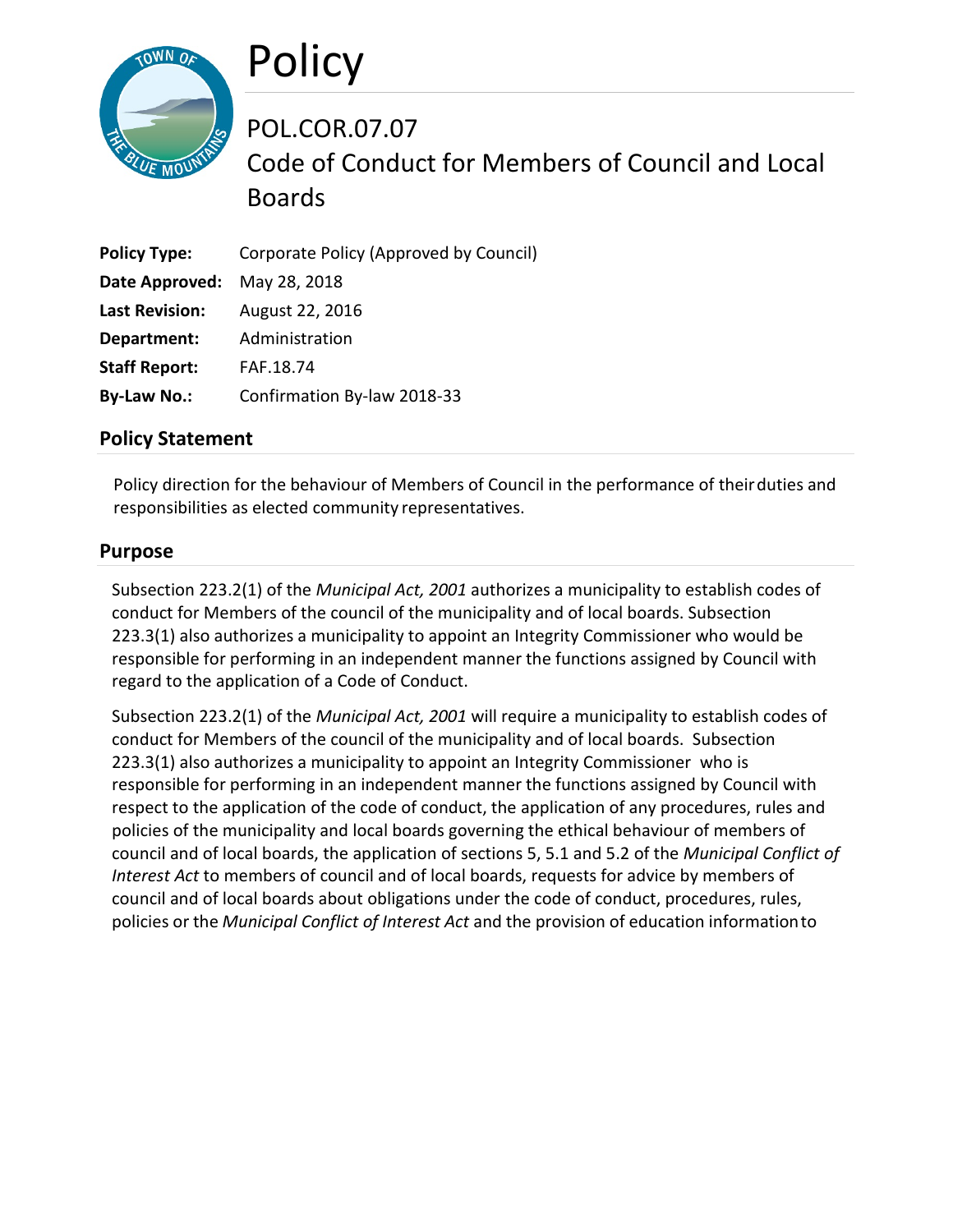# Policy

## POL.COR.07.07
## Code of Conduct for Members of Council and Local Boards

| | |
|---|---|
| **Policy Type:** | Corporate Policy (Approved by Council) |
| **Date Approved:** | May 28, 2018 |
| **Last Revision:** | August 22, 2016 |
| **Department:** | Administration |
| **Staff Report:** | FAF.18.74 |
| **By-Law No.:** | Confirmation By-law 2018-33 |

## Policy Statement

Policy direction for the behaviour of Members of Council in the performance of their duties and responsibilities as elected community representatives.

## Purpose

Subsection 223.2(1) of the *Municipal Act, 2001* authorizes a municipality to establish codes of conduct for Members of the council of the municipality and of local boards. Subsection 223.3(1) also authorizes a municipality to appoint an Integrity Commissioner who would be responsible for performing in an independent manner the functions assigned by Council with regard to the application of a Code of Conduct.

Subsection 223.2(1) of the *Municipal Act, 2001* will require a municipality to establish codes of conduct for Members of the council of the municipality and of local boards. Subsection 223.3(1) also authorizes a municipality to appoint an Integrity Commissioner who is responsible for performing in an independent manner the functions assigned by Council with respect to the application of the code of conduct, the application of any procedures, rules and policies of the municipality and local boards governing the ethical behaviour of members of council and of local boards, the application of sections 5, 5.1 and 5.2 of the *Municipal Conflict of Interest Act* to members of council and of local boards, requests for advice by members of council and of local boards about obligations under the code of conduct, procedures, rules, policies or the *Municipal Conflict of Interest Act* and the provision of education information to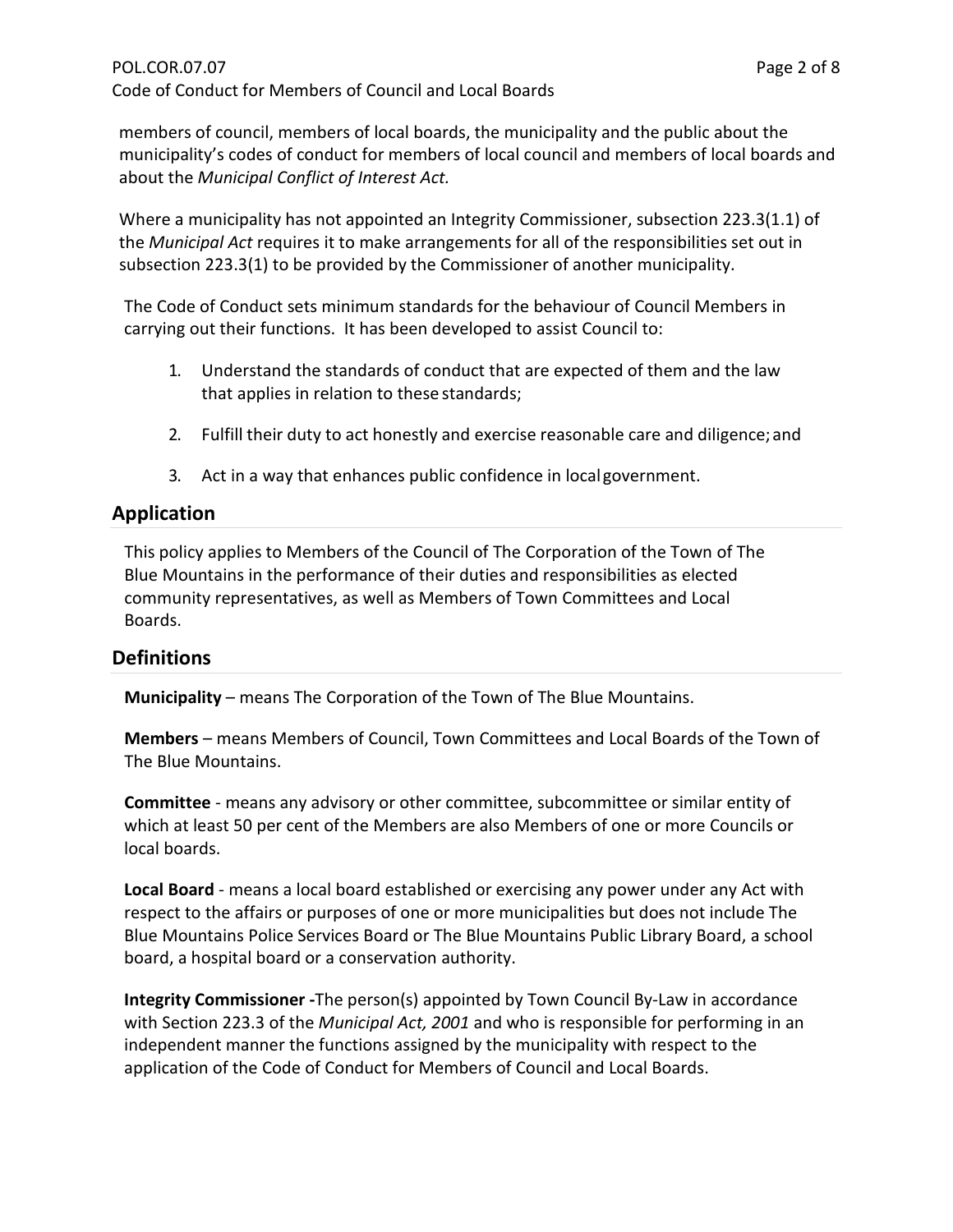members of council, members of local boards, the municipality and the public about the municipality's codes of conduct for members of local council and members of local boards and about the *Municipal Conflict of Interest Act.*

Where a municipality has not appointed an Integrity Commissioner, subsection 223.3(1.1) of the *Municipal Act* requires it to make arrangements for all of the responsibilities set out in subsection 223.3(1) to be provided by the Commissioner of another municipality.

The Code of Conduct sets minimum standards for the behaviour of Council Members in carrying out their functions. It has been developed to assist Council to:

1. Understand the standards of conduct that are expected of them and the law that applies in relation to these standards;
2. Fulfill their duty to act honestly and exercise reasonable care and diligence; and
3. Act in a way that enhances public confidence in local government.

## Application

This policy applies to Members of the Council of The Corporation of the Town of The Blue Mountains in the performance of their duties and responsibilities as elected community representatives, as well as Members of Town Committees and Local Boards.

## Definitions

**Municipality** – means The Corporation of the Town of The Blue Mountains.

**Members** – means Members of Council, Town Committees and Local Boards of the Town of The Blue Mountains.

**Committee** - means any advisory or other committee, subcommittee or similar entity of which at least 50 per cent of the Members are also Members of one or more Councils or local boards.

**Local Board** - means a local board established or exercising any power under any Act with respect to the affairs or purposes of one or more municipalities but does not include The Blue Mountains Police Services Board or The Blue Mountains Public Library Board, a school board, a hospital board or a conservation authority.

**Integrity Commissioner -**The person(s) appointed by Town Council By-Law in accordance with Section 223.3 of the *Municipal Act, 2001* and who is responsible for performing in an independent manner the functions assigned by the municipality with respect to the application of the Code of Conduct for Members of Council and Local Boards.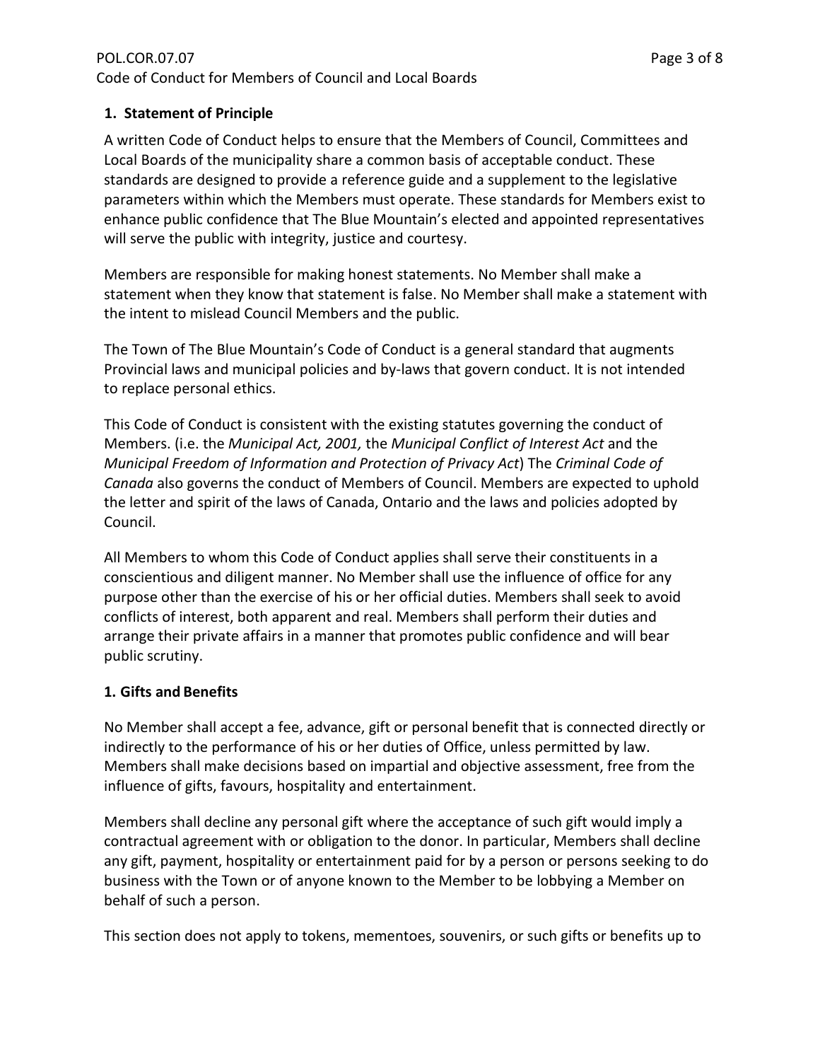## 1. Statement of Principle

A written Code of Conduct helps to ensure that the Members of Council, Committees and Local Boards of the municipality share a common basis of acceptable conduct. These standards are designed to provide a reference guide and a supplement to the legislative parameters within which the Members must operate. These standards for Members exist to enhance public confidence that The Blue Mountain's elected and appointed representatives will serve the public with integrity, justice and courtesy.

Members are responsible for making honest statements. No Member shall make a statement when they know that statement is false. No Member shall make a statement with the intent to mislead Council Members and the public.

The Town of The Blue Mountain's Code of Conduct is a general standard that augments Provincial laws and municipal policies and by-laws that govern conduct. It is not intended to replace personal ethics.

This Code of Conduct is consistent with the existing statutes governing the conduct of Members. (i.e. the *Municipal Act, 2001,* the *Municipal Conflict of Interest Act* and the *Municipal Freedom of Information and Protection of Privacy Act*) The *Criminal Code of Canada* also governs the conduct of Members of Council. Members are expected to uphold the letter and spirit of the laws of Canada, Ontario and the laws and policies adopted by Council.

All Members to whom this Code of Conduct applies shall serve their constituents in a conscientious and diligent manner. No Member shall use the influence of office for any purpose other than the exercise of his or her official duties. Members shall seek to avoid conflicts of interest, both apparent and real. Members shall perform their duties and arrange their private affairs in a manner that promotes public confidence and will bear public scrutiny.

## 1. Gifts and Benefits

No Member shall accept a fee, advance, gift or personal benefit that is connected directly or indirectly to the performance of his or her duties of Office, unless permitted by law. Members shall make decisions based on impartial and objective assessment, free from the influence of gifts, favours, hospitality and entertainment.

Members shall decline any personal gift where the acceptance of such gift would imply a contractual agreement with or obligation to the donor. In particular, Members shall decline any gift, payment, hospitality or entertainment paid for by a person or persons seeking to do business with the Town or of anyone known to the Member to be lobbying a Member on behalf of such a person.

This section does not apply to tokens, mementoes, souvenirs, or such gifts or benefits up to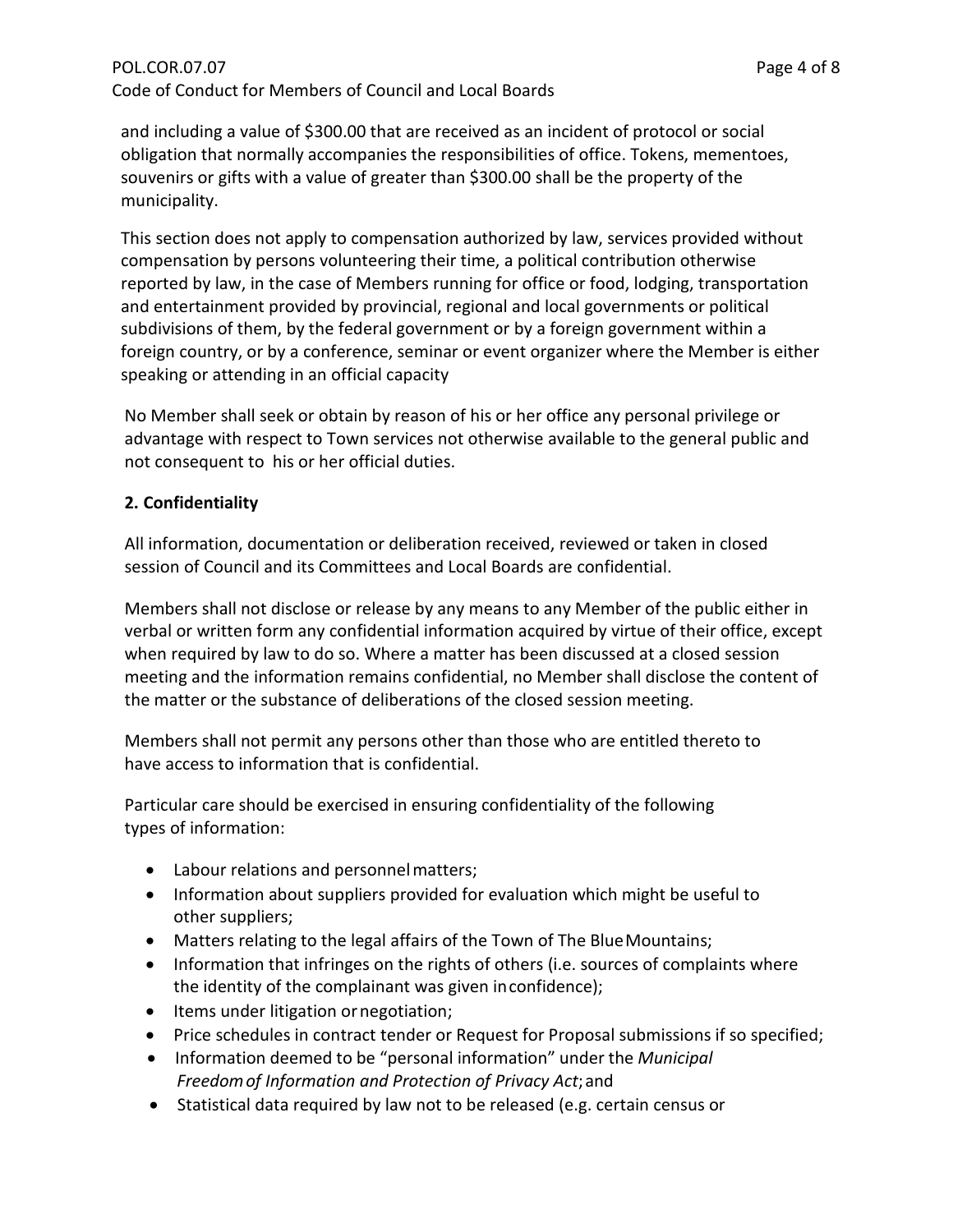and including a value of $300.00 that are received as an incident of protocol or social obligation that normally accompanies the responsibilities of office. Tokens, mementoes, souvenirs or gifts with a value of greater than $300.00 shall be the property of the municipality.

This section does not apply to compensation authorized by law, services provided without compensation by persons volunteering their time, a political contribution otherwise reported by law, in the case of Members running for office or food, lodging, transportation and entertainment provided by provincial, regional and local governments or political subdivisions of them, by the federal government or by a foreign government within a foreign country, or by a conference, seminar or event organizer where the Member is either speaking or attending in an official capacity

No Member shall seek or obtain by reason of his or her office any personal privilege or advantage with respect to Town services not otherwise available to the general public and not consequent to his or her official duties.

**2. Confidentiality**

All information, documentation or deliberation received, reviewed or taken in closed session of Council and its Committees and Local Boards are confidential.

Members shall not disclose or release by any means to any Member of the public either in verbal or written form any confidential information acquired by virtue of their office, except when required by law to do so. Where a matter has been discussed at a closed session meeting and the information remains confidential, no Member shall disclose the content of the matter or the substance of deliberations of the closed session meeting.

Members shall not permit any persons other than those who are entitled thereto to have access to information that is confidential.

Particular care should be exercised in ensuring confidentiality of the following types of information:

- Labour relations and personnel matters;
- Information about suppliers provided for evaluation which might be useful to other suppliers;
- Matters relating to the legal affairs of the Town of The Blue Mountains;
- Information that infringes on the rights of others (i.e. sources of complaints where the identity of the complainant was given in confidence);
- Items under litigation or negotiation;
- Price schedules in contract tender or Request for Proposal submissions if so specified;
- Information deemed to be "personal information" under the *Municipal Freedom of Information and Protection of Privacy Act*; and
- Statistical data required by law not to be released (e.g. certain census or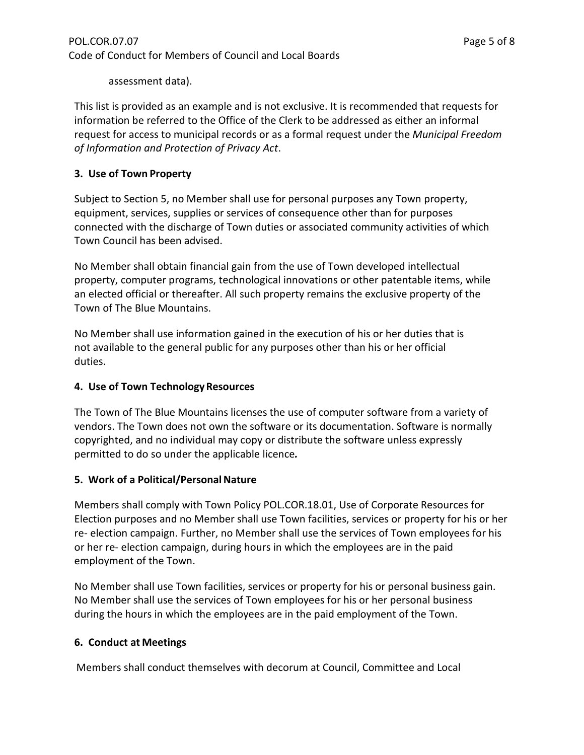assessment data).

This list is provided as an example and is not exclusive. It is recommended that requests for information be referred to the Office of the Clerk to be addressed as either an informal request for access to municipal records or as a formal request under the *Municipal Freedom of Information and Protection of Privacy Act*.

## 3. Use of Town Property

Subject to Section 5, no Member shall use for personal purposes any Town property, equipment, services, supplies or services of consequence other than for purposes connected with the discharge of Town duties or associated community activities of which Town Council has been advised.

No Member shall obtain financial gain from the use of Town developed intellectual property, computer programs, technological innovations or other patentable items, while an elected official or thereafter. All such property remains the exclusive property of the Town of The Blue Mountains.

No Member shall use information gained in the execution of his or her duties that is not available to the general public for any purposes other than his or her official duties.

## 4. Use of Town Technology Resources

The Town of The Blue Mountains licenses the use of computer software from a variety of vendors. The Town does not own the software or its documentation. Software is normally copyrighted, and no individual may copy or distribute the software unless expressly permitted to do so under the applicable licence.

## 5. Work of a Political/Personal Nature

Members shall comply with Town Policy POL.COR.18.01, Use of Corporate Resources for Election purposes and no Member shall use Town facilities, services or property for his or her re- election campaign. Further, no Member shall use the services of Town employees for his or her re- election campaign, during hours in which the employees are in the paid employment of the Town.

No Member shall use Town facilities, services or property for his or personal business gain. No Member shall use the services of Town employees for his or her personal business during the hours in which the employees are in the paid employment of the Town.

## 6. Conduct at Meetings

Members shall conduct themselves with decorum at Council, Committee and Local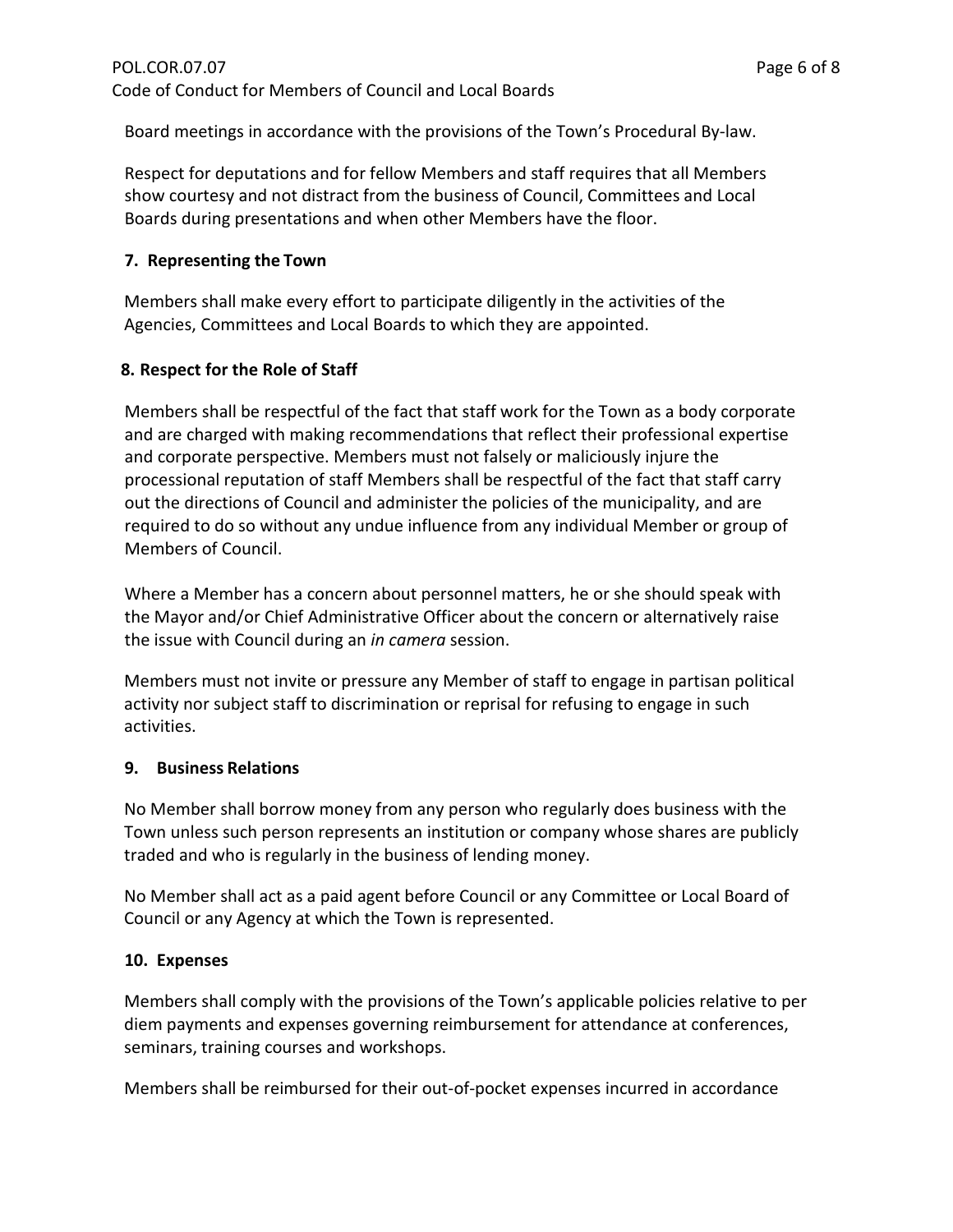Board meetings in accordance with the provisions of the Town's Procedural By-law.

Respect for deputations and for fellow Members and staff requires that all Members show courtesy and not distract from the business of Council, Committees and Local Boards during presentations and when other Members have the floor.

### 7. Representing the Town

Members shall make every effort to participate diligently in the activities of the Agencies, Committees and Local Boards to which they are appointed.

### 8. Respect for the Role of Staff

Members shall be respectful of the fact that staff work for the Town as a body corporate and are charged with making recommendations that reflect their professional expertise and corporate perspective. Members must not falsely or maliciously injure the processional reputation of staff Members shall be respectful of the fact that staff carry out the directions of Council and administer the policies of the municipality, and are required to do so without any undue influence from any individual Member or group of Members of Council.

Where a Member has a concern about personnel matters, he or she should speak with the Mayor and/or Chief Administrative Officer about the concern or alternatively raise the issue with Council during an *in camera* session.

Members must not invite or pressure any Member of staff to engage in partisan political activity nor subject staff to discrimination or reprisal for refusing to engage in such activities.

### 9. Business Relations

No Member shall borrow money from any person who regularly does business with the Town unless such person represents an institution or company whose shares are publicly traded and who is regularly in the business of lending money.

No Member shall act as a paid agent before Council or any Committee or Local Board of Council or any Agency at which the Town is represented.

### 10. Expenses

Members shall comply with the provisions of the Town's applicable policies relative to per diem payments and expenses governing reimbursement for attendance at conferences, seminars, training courses and workshops.

Members shall be reimbursed for their out-of-pocket expenses incurred in accordance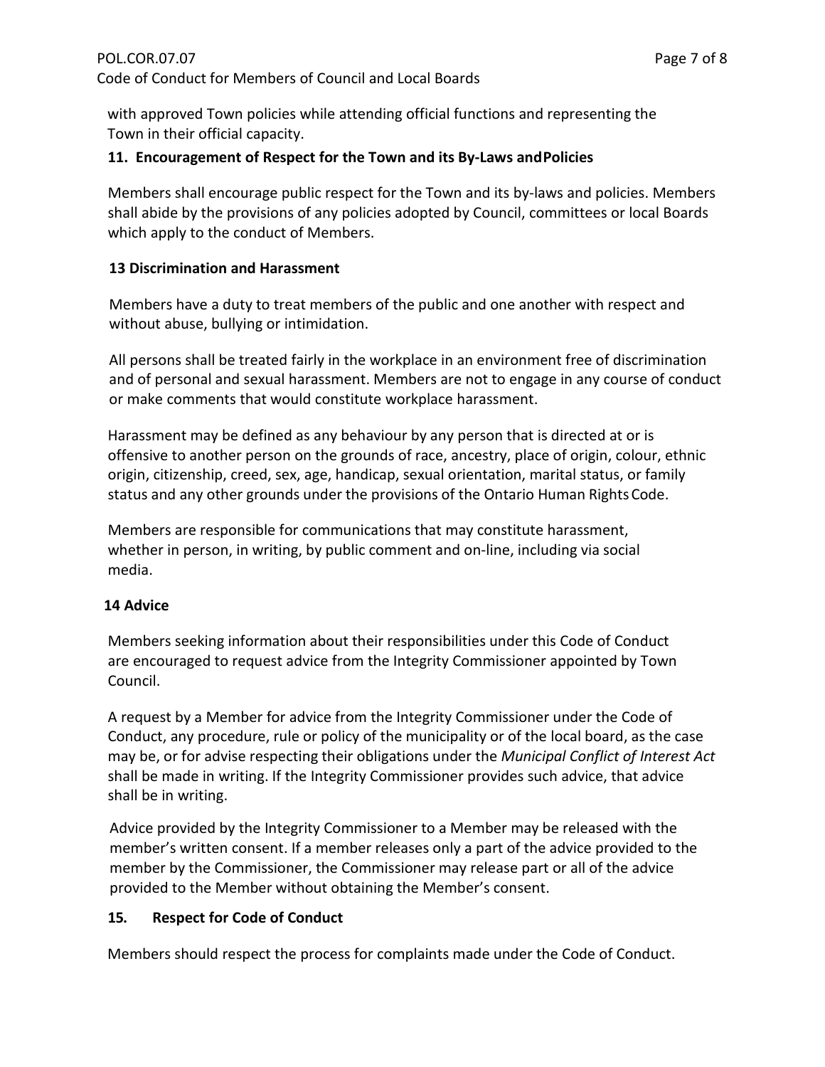with approved Town policies while attending official functions and representing the Town in their official capacity.

### 11. Encouragement of Respect for the Town and its By-Laws and Policies

Members shall encourage public respect for the Town and its by-laws and policies. Members shall abide by the provisions of any policies adopted by Council, committees or local Boards which apply to the conduct of Members.

### 13 Discrimination and Harassment

Members have a duty to treat members of the public and one another with respect and without abuse, bullying or intimidation.

All persons shall be treated fairly in the workplace in an environment free of discrimination and of personal and sexual harassment. Members are not to engage in any course of conduct or make comments that would constitute workplace harassment.

Harassment may be defined as any behaviour by any person that is directed at or is offensive to another person on the grounds of race, ancestry, place of origin, colour, ethnic origin, citizenship, creed, sex, age, handicap, sexual orientation, marital status, or family status and any other grounds under the provisions of the Ontario Human Rights Code.

Members are responsible for communications that may constitute harassment, whether in person, in writing, by public comment and on-line, including via social media.

### 14 Advice

Members seeking information about their responsibilities under this Code of Conduct are encouraged to request advice from the Integrity Commissioner appointed by Town Council.

A request by a Member for advice from the Integrity Commissioner under the Code of Conduct, any procedure, rule or policy of the municipality or of the local board, as the case may be, or for advise respecting their obligations under the *Municipal Conflict of Interest Act* shall be made in writing. If the Integrity Commissioner provides such advice, that advice shall be in writing.

Advice provided by the Integrity Commissioner to a Member may be released with the member's written consent. If a member releases only a part of the advice provided to the member by the Commissioner, the Commissioner may release part or all of the advice provided to the Member without obtaining the Member's consent.

### 15. Respect for Code of Conduct

Members should respect the process for complaints made under the Code of Conduct.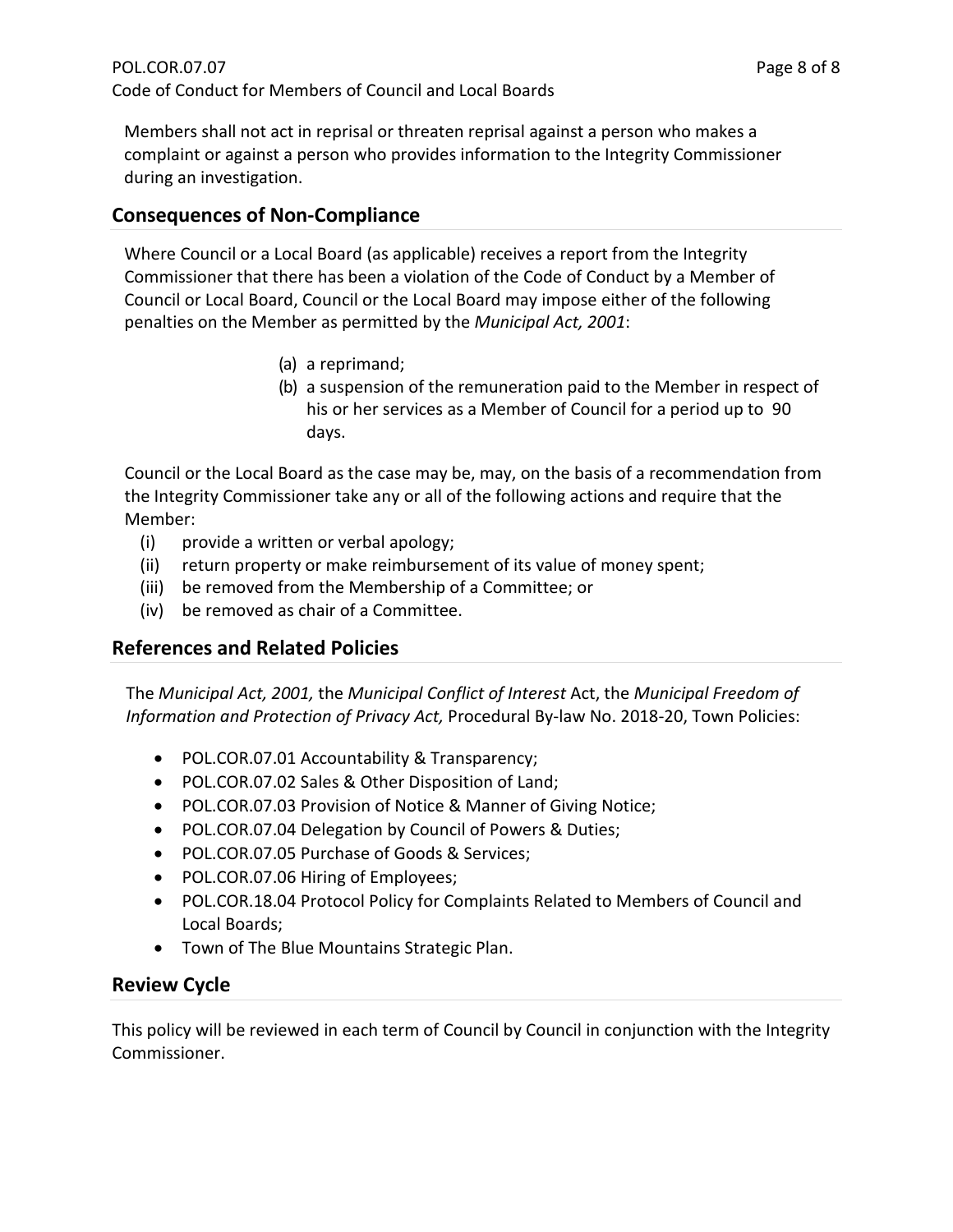Members shall not act in reprisal or threaten reprisal against a person who makes a complaint or against a person who provides information to the Integrity Commissioner during an investigation.

## Consequences of Non-Compliance

Where Council or a Local Board (as applicable) receives a report from the Integrity Commissioner that there has been a violation of the Code of Conduct by a Member of Council or Local Board, Council or the Local Board may impose either of the following penalties on the Member as permitted by the *Municipal Act, 2001*:

(a) a reprimand;
(b) a suspension of the remuneration paid to the Member in respect of his or her services as a Member of Council for a period up to 90 days.

Council or the Local Board as the case may be, may, on the basis of a recommendation from the Integrity Commissioner take any or all of the following actions and require that the Member:

(i) provide a written or verbal apology;
(ii) return property or make reimbursement of its value of money spent;
(iii) be removed from the Membership of a Committee; or
(iv) be removed as chair of a Committee.

## References and Related Policies

The *Municipal Act, 2001,* the *Municipal Conflict of Interest* Act, the *Municipal Freedom of Information and Protection of Privacy Act,* Procedural By-law No. 2018-20, Town Policies:

- POL.COR.07.01 Accountability & Transparency;
- POL.COR.07.02 Sales & Other Disposition of Land;
- POL.COR.07.03 Provision of Notice & Manner of Giving Notice;
- POL.COR.07.04 Delegation by Council of Powers & Duties;
- POL.COR.07.05 Purchase of Goods & Services;
- POL.COR.07.06 Hiring of Employees;
- POL.COR.18.04 Protocol Policy for Complaints Related to Members of Council and Local Boards;
- Town of The Blue Mountains Strategic Plan.

## Review Cycle

This policy will be reviewed in each term of Council by Council in conjunction with the Integrity Commissioner.